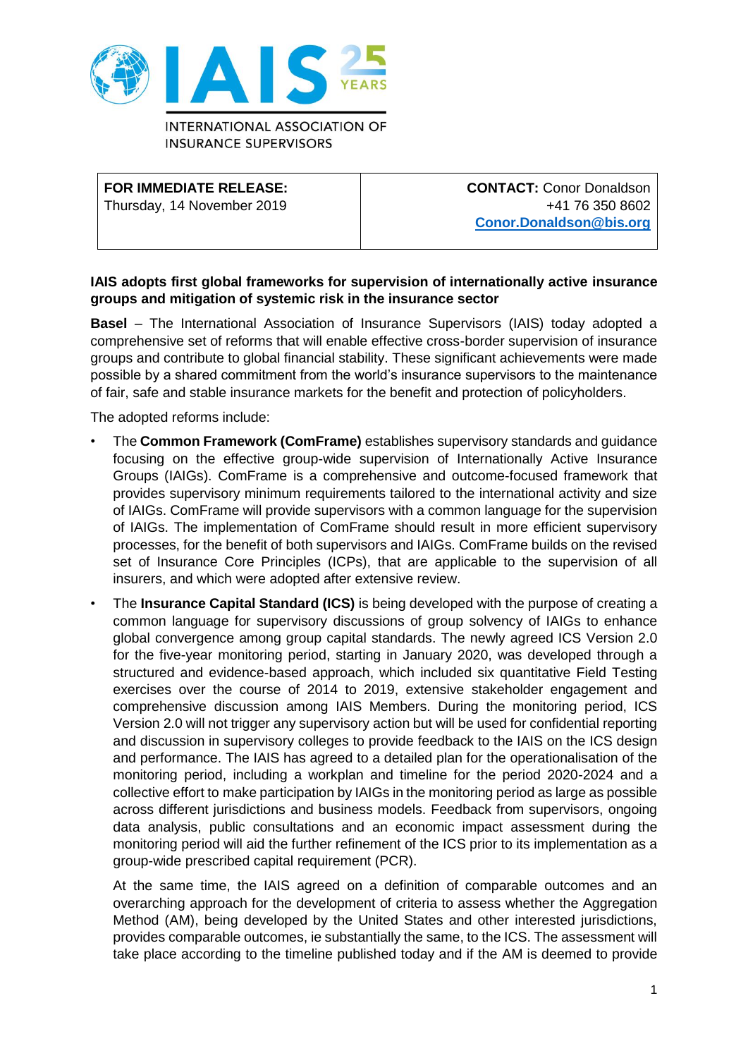INTERNATIONAL ASSOCIATION OF INSURANCE SUPERVISORS

| **FOR IMMEDIATE RELEASE:** Thursday, 14 November 2019 | **CONTACT:** Conor Donaldson +41 76 350 8602 **Conor.Donaldson@bis.org** |
| --- | --- |

**IAIS adopts first global frameworks for supervision of internationally active insurance groups and mitigation of systemic risk in the insurance sector**

**Basel** – The International Association of Insurance Supervisors (IAIS) today adopted a comprehensive set of reforms that will enable effective cross-border supervision of insurance groups and contribute to global financial stability. These significant achievements were made possible by a shared commitment from the world's insurance supervisors to the maintenance of fair, safe and stable insurance markets for the benefit and protection of policyholders.

The adopted reforms include:

- The **Common Framework (ComFrame)** establishes supervisory standards and guidance focusing on the effective group-wide supervision of Internationally Active Insurance Groups (IAIGs). ComFrame is a comprehensive and outcome-focused framework that provides supervisory minimum requirements tailored to the international activity and size of IAIGs. ComFrame will provide supervisors with a common language for the supervision of IAIGs. The implementation of ComFrame should result in more efficient supervisory processes, for the benefit of both supervisors and IAIGs. ComFrame builds on the revised set of Insurance Core Principles (ICPs), that are applicable to the supervision of all insurers, and which were adopted after extensive review.
- The **Insurance Capital Standard (ICS)** is being developed with the purpose of creating a common language for supervisory discussions of group solvency of IAIGs to enhance global convergence among group capital standards. The newly agreed ICS Version 2.0 for the five-year monitoring period, starting in January 2020, was developed through a structured and evidence-based approach, which included six quantitative Field Testing exercises over the course of 2014 to 2019, extensive stakeholder engagement and comprehensive discussion among IAIS Members. During the monitoring period, ICS Version 2.0 will not trigger any supervisory action but will be used for confidential reporting and discussion in supervisory colleges to provide feedback to the IAIS on the ICS design and performance. The IAIS has agreed to a detailed plan for the operationalisation of the monitoring period, including a workplan and timeline for the period 2020-2024 and a collective effort to make participation by IAIGs in the monitoring period as large as possible across different jurisdictions and business models. Feedback from supervisors, ongoing data analysis, public consultations and an economic impact assessment during the monitoring period will aid the further refinement of the ICS prior to its implementation as a group-wide prescribed capital requirement (PCR).

  At the same time, the IAIS agreed on a definition of comparable outcomes and an overarching approach for the development of criteria to assess whether the Aggregation Method (AM), being developed by the United States and other interested jurisdictions, provides comparable outcomes, ie substantially the same, to the ICS. The assessment will take place according to the timeline published today and if the AM is deemed to provide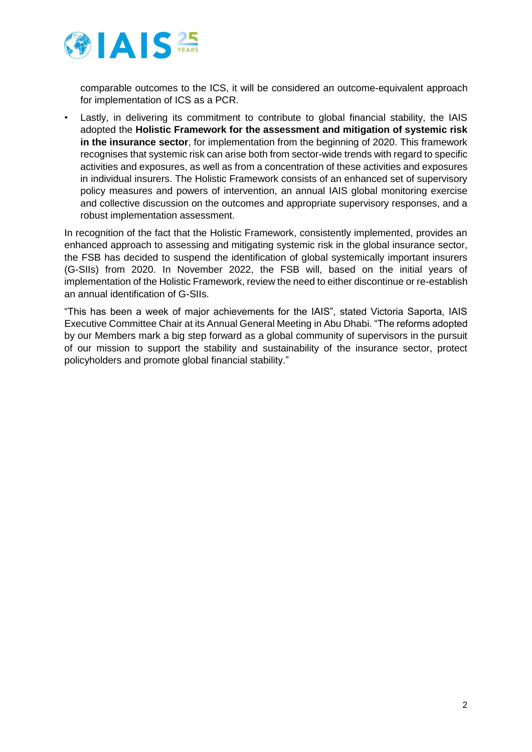comparable outcomes to the ICS, it will be considered an outcome-equivalent approach for implementation of ICS as a PCR.

- Lastly, in delivering its commitment to contribute to global financial stability, the IAIS adopted the **Holistic Framework for the assessment and mitigation of systemic risk in the insurance sector**, for implementation from the beginning of 2020. This framework recognises that systemic risk can arise both from sector-wide trends with regard to specific activities and exposures, as well as from a concentration of these activities and exposures in individual insurers. The Holistic Framework consists of an enhanced set of supervisory policy measures and powers of intervention, an annual IAIS global monitoring exercise and collective discussion on the outcomes and appropriate supervisory responses, and a robust implementation assessment.

In recognition of the fact that the Holistic Framework, consistently implemented, provides an enhanced approach to assessing and mitigating systemic risk in the global insurance sector, the FSB has decided to suspend the identification of global systemically important insurers (G-SIIs) from 2020. In November 2022, the FSB will, based on the initial years of implementation of the Holistic Framework, review the need to either discontinue or re-establish an annual identification of G-SIIs.

"This has been a week of major achievements for the IAIS", stated Victoria Saporta, IAIS Executive Committee Chair at its Annual General Meeting in Abu Dhabi. "The reforms adopted by our Members mark a big step forward as a global community of supervisors in the pursuit of our mission to support the stability and sustainability of the insurance sector, protect policyholders and promote global financial stability."